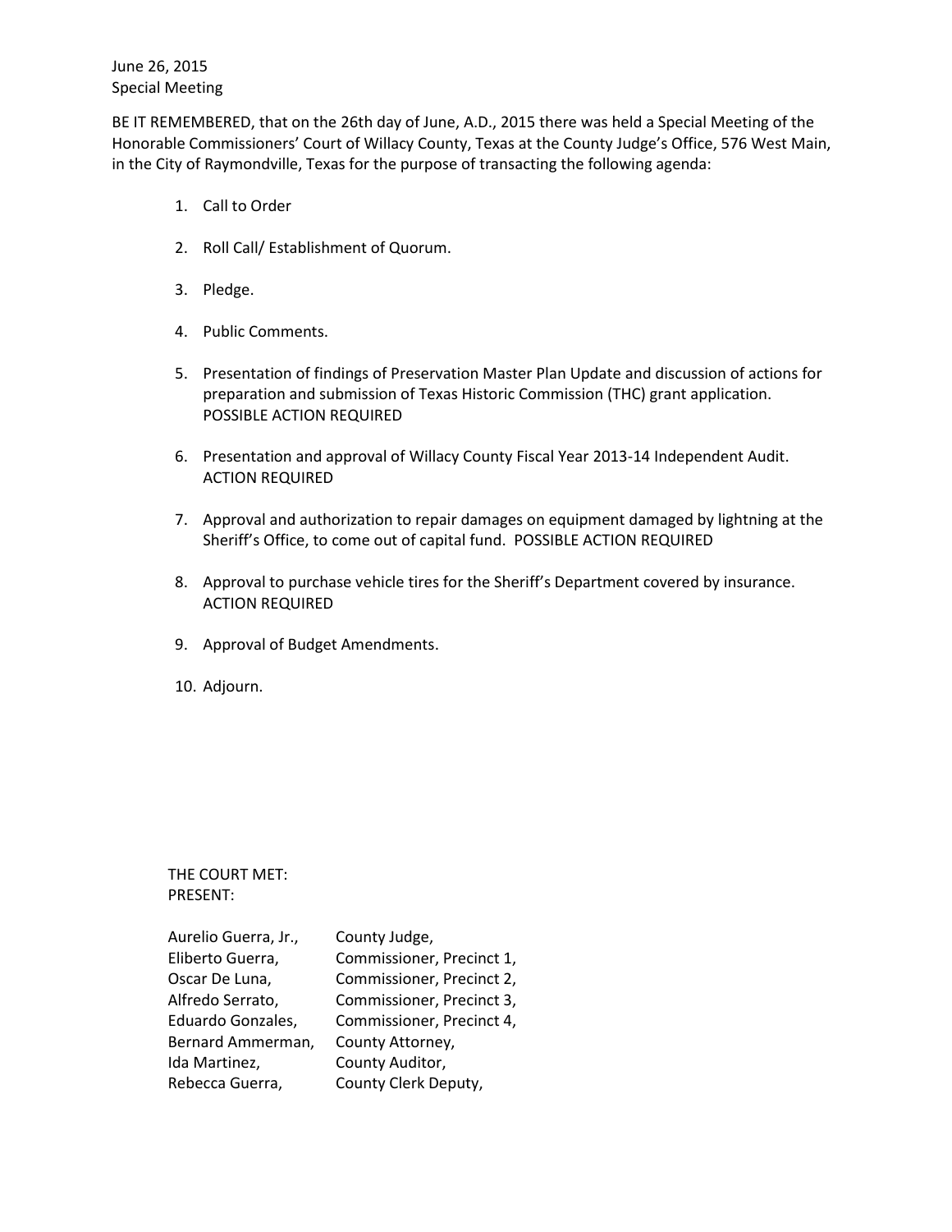June 26, 2015
Special Meeting

BE IT REMEMBERED, that on the 26th day of June, A.D., 2015 there was held a Special Meeting of the Honorable Commissioners' Court of Willacy County, Texas at the County Judge's Office, 576 West Main, in the City of Raymondville, Texas for the purpose of transacting the following agenda:

1. Call to Order
2. Roll Call/ Establishment of Quorum.
3. Pledge.
4. Public Comments.
5. Presentation of findings of Preservation Master Plan Update and discussion of actions for preparation and submission of Texas Historic Commission (THC) grant application. POSSIBLE ACTION REQUIRED
6. Presentation and approval of Willacy County Fiscal Year 2013-14 Independent Audit. ACTION REQUIRED
7. Approval and authorization to repair damages on equipment damaged by lightning at the Sheriff's Office, to come out of capital fund. POSSIBLE ACTION REQUIRED
8. Approval to purchase vehicle tires for the Sheriff's Department covered by insurance. ACTION REQUIRED
9. Approval of Budget Amendments.
10. Adjourn.

THE COURT MET:
PRESENT:

| | |
|---|---|
| Aurelio Guerra, Jr., | County Judge, |
| Eliberto Guerra, | Commissioner, Precinct 1, |
| Oscar De Luna, | Commissioner, Precinct 2, |
| Alfredo Serrato, | Commissioner, Precinct 3, |
| Eduardo Gonzales, | Commissioner, Precinct 4, |
| Bernard Ammerman, | County Attorney, |
| Ida Martinez, | County Auditor, |
| Rebecca Guerra, | County Clerk Deputy, |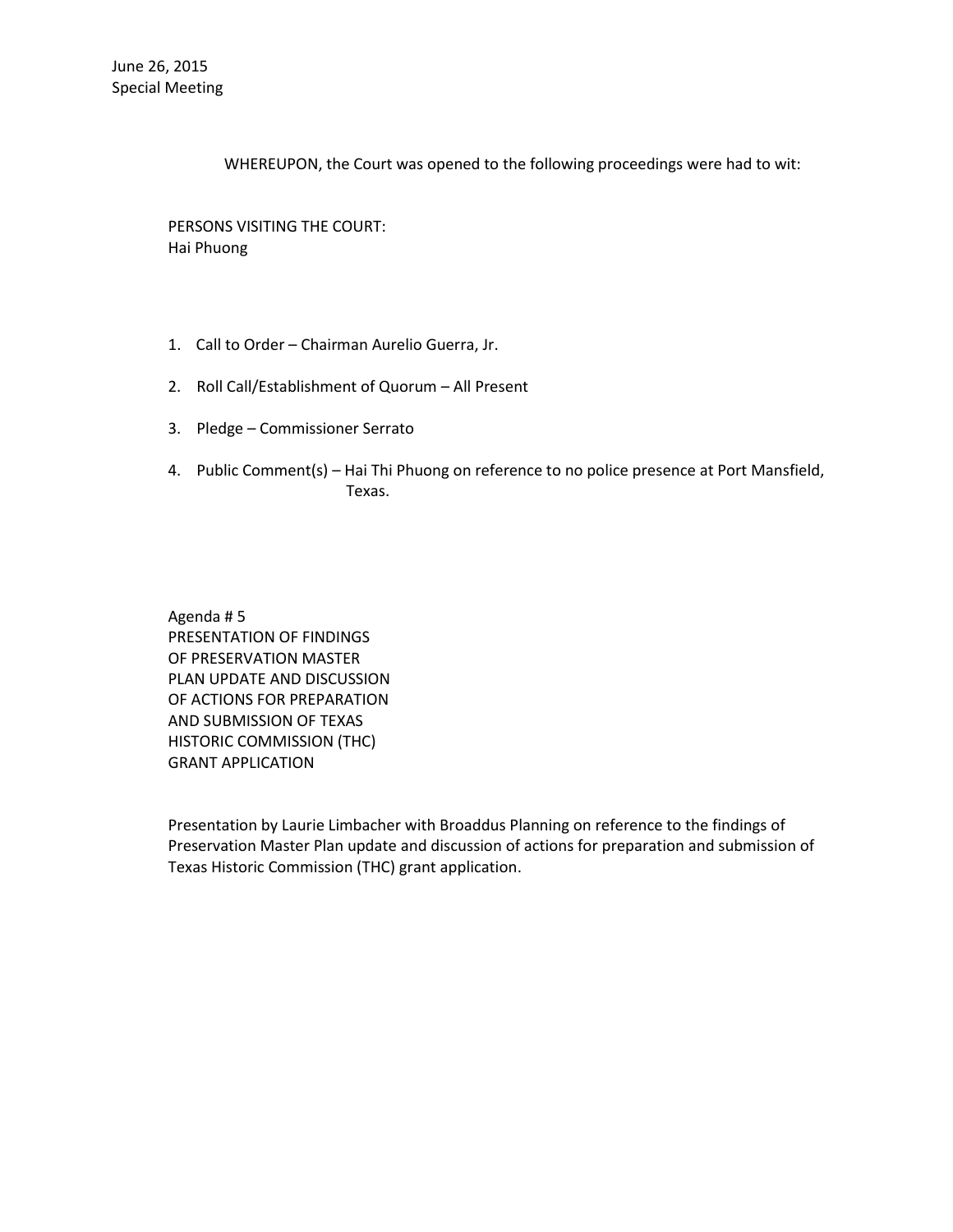June 26, 2015
Special Meeting

WHEREUPON, the Court was opened to the following proceedings were had to wit:

PERSONS VISITING THE COURT:
Hai Phuong

1. Call to Order – Chairman Aurelio Guerra, Jr.

2. Roll Call/Establishment of Quorum – All Present

3. Pledge – Commissioner Serrato

4. Public Comment(s) – Hai Thi Phuong on reference to no police presence at Port Mansfield, Texas.

Agenda # 5
PRESENTATION OF FINDINGS
OF PRESERVATION MASTER
PLAN UPDATE AND DISCUSSION
OF ACTIONS FOR PREPARATION
AND SUBMISSION OF TEXAS
HISTORIC COMMISSION (THC)
GRANT APPLICATION

Presentation by Laurie Limbacher with Broaddus Planning on reference to the findings of Preservation Master Plan update and discussion of actions for preparation and submission of Texas Historic Commission (THC) grant application.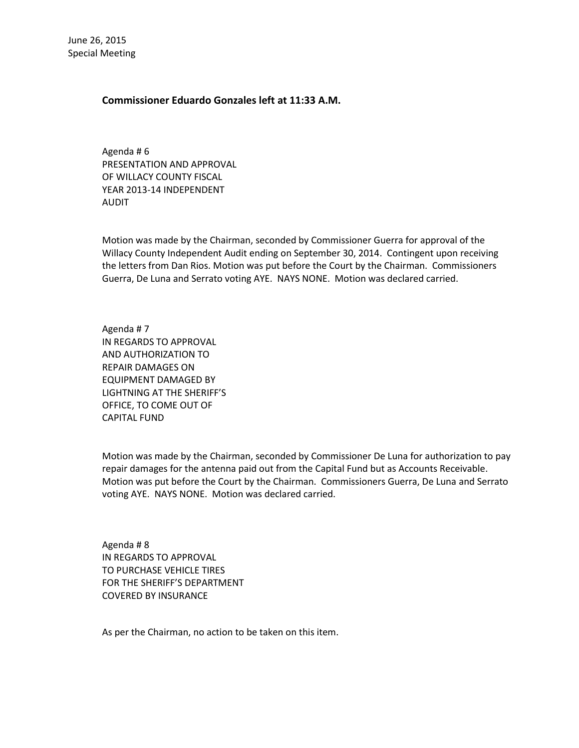June 26, 2015
Special Meeting

**Commissioner Eduardo Gonzales left at 11:33 A.M.**

Agenda # 6
PRESENTATION AND APPROVAL
OF WILLACY COUNTY FISCAL
YEAR 2013-14 INDEPENDENT
AUDIT

Motion was made by the Chairman, seconded by Commissioner Guerra for approval of the Willacy County Independent Audit ending on September 30, 2014. Contingent upon receiving the letters from Dan Rios. Motion was put before the Court by the Chairman. Commissioners Guerra, De Luna and Serrato voting AYE. NAYS NONE. Motion was declared carried.

Agenda # 7
IN REGARDS TO APPROVAL
AND AUTHORIZATION TO
REPAIR DAMAGES ON
EQUIPMENT DAMAGED BY
LIGHTNING AT THE SHERIFF'S
OFFICE, TO COME OUT OF
CAPITAL FUND

Motion was made by the Chairman, seconded by Commissioner De Luna for authorization to pay repair damages for the antenna paid out from the Capital Fund but as Accounts Receivable. Motion was put before the Court by the Chairman. Commissioners Guerra, De Luna and Serrato voting AYE. NAYS NONE. Motion was declared carried.

Agenda # 8
IN REGARDS TO APPROVAL
TO PURCHASE VEHICLE TIRES
FOR THE SHERIFF'S DEPARTMENT
COVERED BY INSURANCE

As per the Chairman, no action to be taken on this item.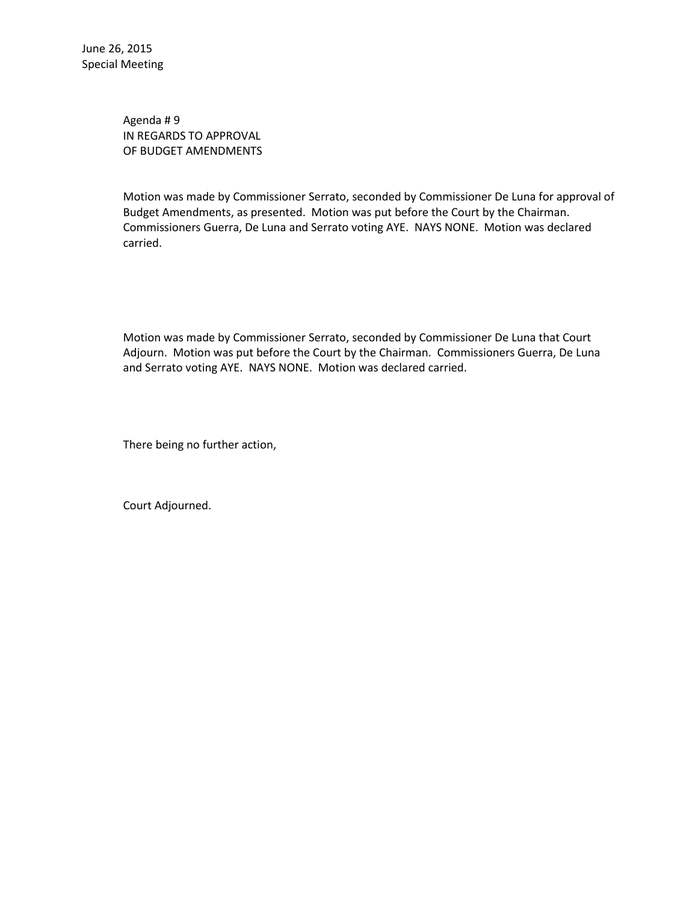June 26, 2015
Special Meeting

Agenda # 9
IN REGARDS TO APPROVAL
OF BUDGET AMENDMENTS

Motion was made by Commissioner Serrato, seconded by Commissioner De Luna for approval of Budget Amendments, as presented. Motion was put before the Court by the Chairman. Commissioners Guerra, De Luna and Serrato voting AYE. NAYS NONE. Motion was declared carried.

Motion was made by Commissioner Serrato, seconded by Commissioner De Luna that Court Adjourn. Motion was put before the Court by the Chairman. Commissioners Guerra, De Luna and Serrato voting AYE. NAYS NONE. Motion was declared carried.

There being no further action,

Court Adjourned.